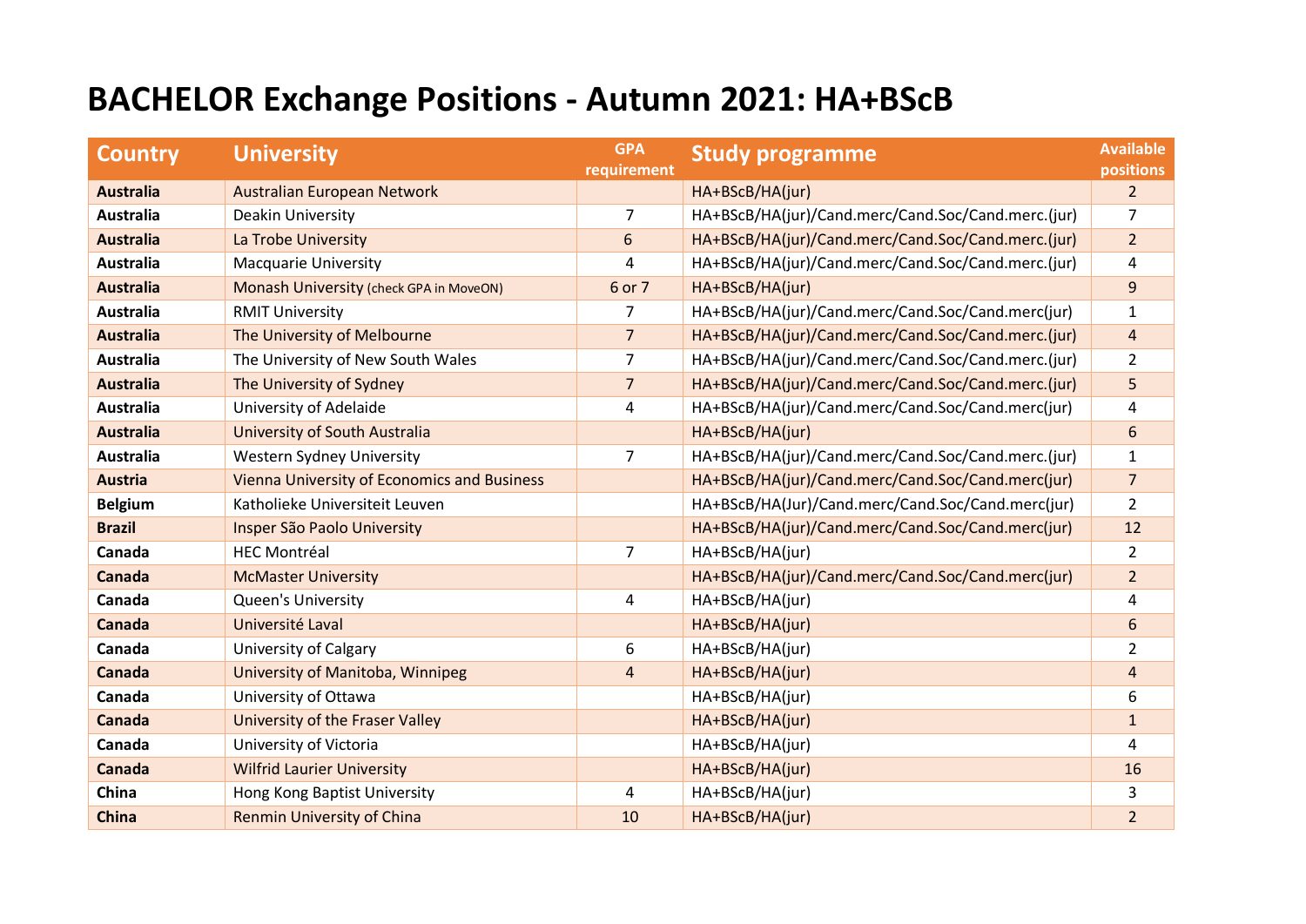# BACHELOR Exchange Positions - Autumn 2021: HA+BScB

| Country | University | GPA requirement | Study programme | Available positions |
|---|---|---|---|---|
| **Australia** | Australian European Network | | HA+BScB/HA(jur) | 2 |
| **Australia** | Deakin University | 7 | HA+BScB/HA(jur)/Cand.merc/Cand.Soc/Cand.merc.(jur) | 7 |
| **Australia** | La Trobe University | 6 | HA+BScB/HA(jur)/Cand.merc/Cand.Soc/Cand.merc.(jur) | 2 |
| **Australia** | Macquarie University | 4 | HA+BScB/HA(jur)/Cand.merc/Cand.Soc/Cand.merc.(jur) | 4 |
| **Australia** | Monash University (check GPA in MoveON) | 6 or 7 | HA+BScB/HA(jur) | 9 |
| **Australia** | RMIT University | 7 | HA+BScB/HA(jur)/Cand.merc/Cand.Soc/Cand.merc(jur) | 1 |
| **Australia** | The University of Melbourne | 7 | HA+BScB/HA(jur)/Cand.merc/Cand.Soc/Cand.merc.(jur) | 4 |
| **Australia** | The University of New South Wales | 7 | HA+BScB/HA(jur)/Cand.merc/Cand.Soc/Cand.merc.(jur) | 2 |
| **Australia** | The University of Sydney | 7 | HA+BScB/HA(jur)/Cand.merc/Cand.Soc/Cand.merc.(jur) | 5 |
| **Australia** | University of Adelaide | 4 | HA+BScB/HA(jur)/Cand.merc/Cand.Soc/Cand.merc(jur) | 4 |
| **Australia** | University of South Australia | | HA+BScB/HA(jur) | 6 |
| **Australia** | Western Sydney University | 7 | HA+BScB/HA(jur)/Cand.merc/Cand.Soc/Cand.merc.(jur) | 1 |
| **Austria** | Vienna University of Economics and Business | | HA+BScB/HA(jur)/Cand.merc/Cand.Soc/Cand.merc(jur) | 7 |
| **Belgium** | Katholieke Universiteit Leuven | | HA+BScB/HA(Jur)/Cand.merc/Cand.Soc/Cand.merc(jur) | 2 |
| **Brazil** | Insper São Paolo University | | HA+BScB/HA(jur)/Cand.merc/Cand.Soc/Cand.merc(jur) | 12 |
| **Canada** | HEC Montréal | 7 | HA+BScB/HA(jur) | 2 |
| **Canada** | McMaster University | | HA+BScB/HA(jur)/Cand.merc/Cand.Soc/Cand.merc(jur) | 2 |
| **Canada** | Queen's University | 4 | HA+BScB/HA(jur) | 4 |
| **Canada** | Université Laval | | HA+BScB/HA(jur) | 6 |
| **Canada** | University of Calgary | 6 | HA+BScB/HA(jur) | 2 |
| **Canada** | University of Manitoba, Winnipeg | 4 | HA+BScB/HA(jur) | 4 |
| **Canada** | University of Ottawa | | HA+BScB/HA(jur) | 6 |
| **Canada** | University of the Fraser Valley | | HA+BScB/HA(jur) | 1 |
| **Canada** | University of Victoria | | HA+BScB/HA(jur) | 4 |
| **Canada** | Wilfrid Laurier University | | HA+BScB/HA(jur) | 16 |
| **China** | Hong Kong Baptist University | 4 | HA+BScB/HA(jur) | 3 |
| **China** | Renmin University of China | 10 | HA+BScB/HA(jur) | 2 |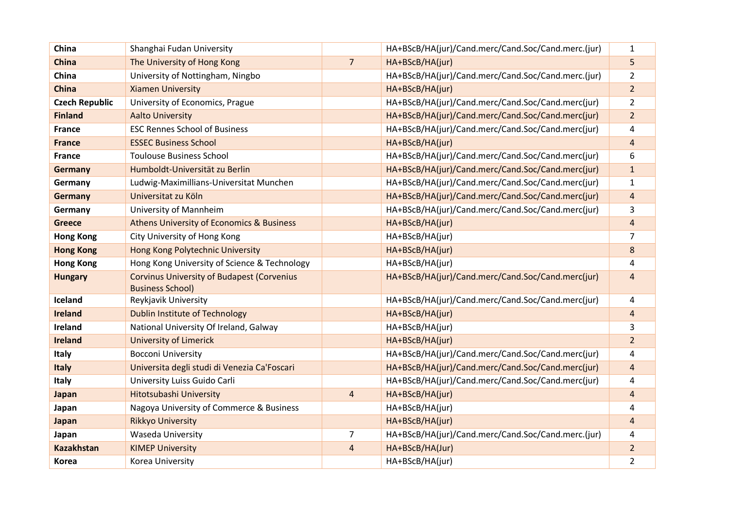| | | | | |
|---|---|---|---|---|
| **China** | Shanghai Fudan University | | HA+BScB/HA(jur)/Cand.merc/Cand.Soc/Cand.merc.(jur) | 1 |
| **China** | The University of Hong Kong | 7 | HA+BScB/HA(jur) | 5 |
| **China** | University of Nottingham, Ningbo | | HA+BScB/HA(jur)/Cand.merc/Cand.Soc/Cand.merc.(jur) | 2 |
| **China** | Xiamen University | | HA+BScB/HA(jur) | 2 |
| **Czech Republic** | University of Economics, Prague | | HA+BScB/HA(jur)/Cand.merc/Cand.Soc/Cand.merc(jur) | 2 |
| **Finland** | Aalto University | | HA+BScB/HA(jur)/Cand.merc/Cand.Soc/Cand.merc(jur) | 2 |
| **France** | ESC Rennes School of Business | | HA+BScB/HA(jur)/Cand.merc/Cand.Soc/Cand.merc(jur) | 4 |
| **France** | ESSEC Business School | | HA+BScB/HA(jur) | 4 |
| **France** | Toulouse Business School | | HA+BScB/HA(jur)/Cand.merc/Cand.Soc/Cand.merc(jur) | 6 |
| **Germany** | Humboldt-Universität zu Berlin | | HA+BScB/HA(jur)/Cand.merc/Cand.Soc/Cand.merc(jur) | 1 |
| **Germany** | Ludwig-Maximillians-Universitat Munchen | | HA+BScB/HA(jur)/Cand.merc/Cand.Soc/Cand.merc(jur) | 1 |
| **Germany** | Universitat zu Köln | | HA+BScB/HA(jur)/Cand.merc/Cand.Soc/Cand.merc(jur) | 4 |
| **Germany** | University of Mannheim | | HA+BScB/HA(jur)/Cand.merc/Cand.Soc/Cand.merc(jur) | 3 |
| **Greece** | Athens University of Economics & Business | | HA+BScB/HA(jur) | 4 |
| **Hong Kong** | City University of Hong Kong | | HA+BScB/HA(jur) | 7 |
| **Hong Kong** | Hong Kong Polytechnic University | | HA+BScB/HA(jur) | 8 |
| **Hong Kong** | Hong Kong University of Science & Technology | | HA+BScB/HA(jur) | 4 |
| **Hungary** | Corvinus University of Budapest (Corvenius Business School) | | HA+BScB/HA(jur)/Cand.merc/Cand.Soc/Cand.merc(jur) | 4 |
| **Iceland** | Reykjavik University | | HA+BScB/HA(jur)/Cand.merc/Cand.Soc/Cand.merc(jur) | 4 |
| **Ireland** | Dublin Institute of Technology | | HA+BScB/HA(jur) | 4 |
| **Ireland** | National University Of Ireland, Galway | | HA+BScB/HA(jur) | 3 |
| **Ireland** | University of Limerick | | HA+BScB/HA(jur) | 2 |
| **Italy** | Bocconi University | | HA+BScB/HA(jur)/Cand.merc/Cand.Soc/Cand.merc(jur) | 4 |
| **Italy** | Universita degli studi di Venezia Ca'Foscari | | HA+BScB/HA(jur)/Cand.merc/Cand.Soc/Cand.merc(jur) | 4 |
| **Italy** | University Luiss Guido Carli | | HA+BScB/HA(jur)/Cand.merc/Cand.Soc/Cand.merc(jur) | 4 |
| **Japan** | Hitotsubashi University | 4 | HA+BScB/HA(jur) | 4 |
| **Japan** | Nagoya University of Commerce & Business | | HA+BScB/HA(jur) | 4 |
| **Japan** | Rikkyo University | | HA+BScB/HA(jur) | 4 |
| **Japan** | Waseda University | 7 | HA+BScB/HA(jur)/Cand.merc/Cand.Soc/Cand.merc.(jur) | 4 |
| **Kazakhstan** | KIMEP University | 4 | HA+BScB/HA(Jur) | 2 |
| **Korea** | Korea University | | HA+BScB/HA(jur) | 2 |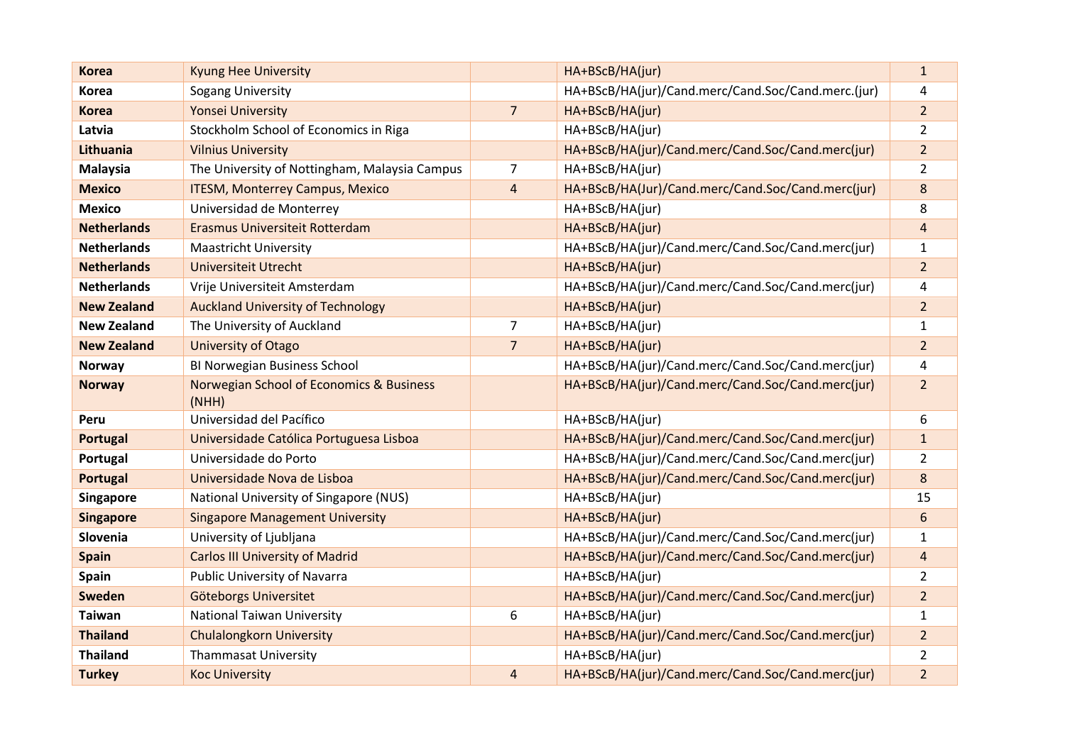| Korea | Kyung Hee University | | HA+BScB/HA(jur) | 1 |
|---|---|---|---|---|
| Korea | Sogang University | | HA+BScB/HA(jur)/Cand.merc/Cand.Soc/Cand.merc.(jur) | 4 |
| Korea | Yonsei University | 7 | HA+BScB/HA(jur) | 2 |
| Latvia | Stockholm School of Economics in Riga | | HA+BScB/HA(jur) | 2 |
| Lithuania | Vilnius University | | HA+BScB/HA(jur)/Cand.merc/Cand.Soc/Cand.merc(jur) | 2 |
| Malaysia | The University of Nottingham, Malaysia Campus | 7 | HA+BScB/HA(jur) | 2 |
| Mexico | ITESM, Monterrey Campus, Mexico | 4 | HA+BScB/HA(Jur)/Cand.merc/Cand.Soc/Cand.merc(jur) | 8 |
| Mexico | Universidad de Monterrey | | HA+BScB/HA(jur) | 8 |
| Netherlands | Erasmus Universiteit Rotterdam | | HA+BScB/HA(jur) | 4 |
| Netherlands | Maastricht University | | HA+BScB/HA(jur)/Cand.merc/Cand.Soc/Cand.merc(jur) | 1 |
| Netherlands | Universiteit Utrecht | | HA+BScB/HA(jur) | 2 |
| Netherlands | Vrije Universiteit Amsterdam | | HA+BScB/HA(jur)/Cand.merc/Cand.Soc/Cand.merc(jur) | 4 |
| New Zealand | Auckland University of Technology | | HA+BScB/HA(jur) | 2 |
| New Zealand | The University of Auckland | 7 | HA+BScB/HA(jur) | 1 |
| New Zealand | University of Otago | 7 | HA+BScB/HA(jur) | 2 |
| Norway | BI Norwegian Business School | | HA+BScB/HA(jur)/Cand.merc/Cand.Soc/Cand.merc(jur) | 4 |
| Norway | Norwegian School of Economics & Business (NHH) | | HA+BScB/HA(jur)/Cand.merc/Cand.Soc/Cand.merc(jur) | 2 |
| Peru | Universidad del Pacífico | | HA+BScB/HA(jur) | 6 |
| Portugal | Universidade Católica Portuguesa Lisboa | | HA+BScB/HA(jur)/Cand.merc/Cand.Soc/Cand.merc(jur) | 1 |
| Portugal | Universidade do Porto | | HA+BScB/HA(jur)/Cand.merc/Cand.Soc/Cand.merc(jur) | 2 |
| Portugal | Universidade Nova de Lisboa | | HA+BScB/HA(jur)/Cand.merc/Cand.Soc/Cand.merc(jur) | 8 |
| Singapore | National University of Singapore (NUS) | | HA+BScB/HA(jur) | 15 |
| Singapore | Singapore Management University | | HA+BScB/HA(jur) | 6 |
| Slovenia | University of Ljubljana | | HA+BScB/HA(jur)/Cand.merc/Cand.Soc/Cand.merc(jur) | 1 |
| Spain | Carlos III University of Madrid | | HA+BScB/HA(jur)/Cand.merc/Cand.Soc/Cand.merc(jur) | 4 |
| Spain | Public University of Navarra | | HA+BScB/HA(jur) | 2 |
| Sweden | Göteborgs Universitet | | HA+BScB/HA(jur)/Cand.merc/Cand.Soc/Cand.merc(jur) | 2 |
| Taiwan | National Taiwan University | 6 | HA+BScB/HA(jur) | 1 |
| Thailand | Chulalongkorn University | | HA+BScB/HA(jur)/Cand.merc/Cand.Soc/Cand.merc(jur) | 2 |
| Thailand | Thammasat University | | HA+BScB/HA(jur) | 2 |
| Turkey | Koc University | 4 | HA+BScB/HA(jur)/Cand.merc/Cand.Soc/Cand.merc(jur) | 2 |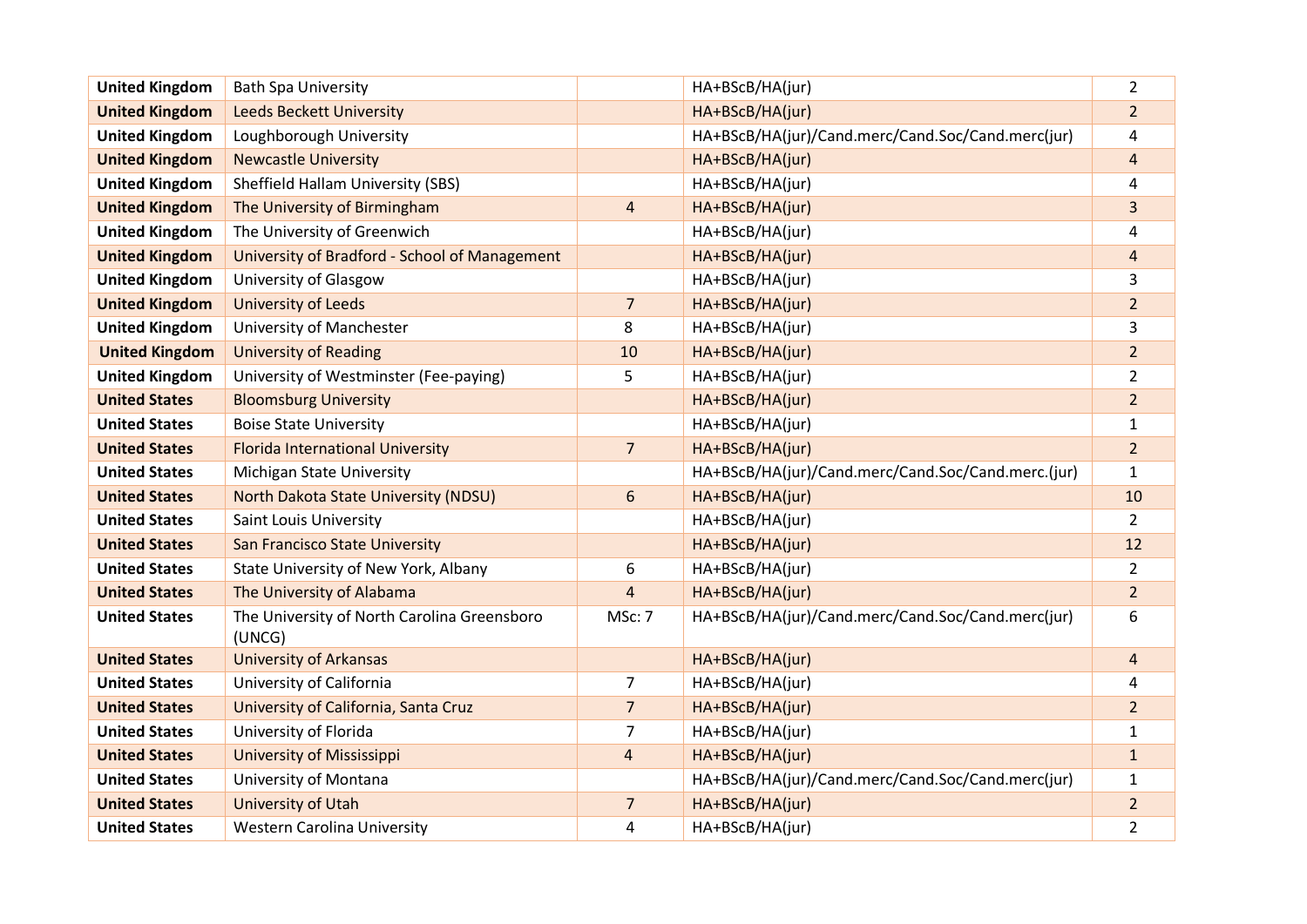| | | | | |
|---|---|---|---|---|
| **United Kingdom** | Bath Spa University | | HA+BScB/HA(jur) | 2 |
| **United Kingdom** | Leeds Beckett University | | HA+BScB/HA(jur) | 2 |
| **United Kingdom** | Loughborough University | | HA+BScB/HA(jur)/Cand.merc/Cand.Soc/Cand.merc(jur) | 4 |
| **United Kingdom** | Newcastle University | | HA+BScB/HA(jur) | 4 |
| **United Kingdom** | Sheffield Hallam University (SBS) | | HA+BScB/HA(jur) | 4 |
| **United Kingdom** | The University of Birmingham | 4 | HA+BScB/HA(jur) | 3 |
| **United Kingdom** | The University of Greenwich | | HA+BScB/HA(jur) | 4 |
| **United Kingdom** | University of Bradford - School of Management | | HA+BScB/HA(jur) | 4 |
| **United Kingdom** | University of Glasgow | | HA+BScB/HA(jur) | 3 |
| **United Kingdom** | University of Leeds | 7 | HA+BScB/HA(jur) | 2 |
| **United Kingdom** | University of Manchester | 8 | HA+BScB/HA(jur) | 3 |
| **United Kingdom** | University of Reading | 10 | HA+BScB/HA(jur) | 2 |
| **United Kingdom** | University of Westminster (Fee-paying) | 5 | HA+BScB/HA(jur) | 2 |
| **United States** | Bloomsburg University | | HA+BScB/HA(jur) | 2 |
| **United States** | Boise State University | | HA+BScB/HA(jur) | 1 |
| **United States** | Florida International University | 7 | HA+BScB/HA(jur) | 2 |
| **United States** | Michigan State University | | HA+BScB/HA(jur)/Cand.merc/Cand.Soc/Cand.merc.(jur) | 1 |
| **United States** | North Dakota State University (NDSU) | 6 | HA+BScB/HA(jur) | 10 |
| **United States** | Saint Louis University | | HA+BScB/HA(jur) | 2 |
| **United States** | San Francisco State University | | HA+BScB/HA(jur) | 12 |
| **United States** | State University of New York, Albany | 6 | HA+BScB/HA(jur) | 2 |
| **United States** | The University of Alabama | 4 | HA+BScB/HA(jur) | 2 |
| **United States** | The University of North Carolina Greensboro (UNCG) | MSc: 7 | HA+BScB/HA(jur)/Cand.merc/Cand.Soc/Cand.merc(jur) | 6 |
| **United States** | University of Arkansas | | HA+BScB/HA(jur) | 4 |
| **United States** | University of California | 7 | HA+BScB/HA(jur) | 4 |
| **United States** | University of California, Santa Cruz | 7 | HA+BScB/HA(jur) | 2 |
| **United States** | University of Florida | 7 | HA+BScB/HA(jur) | 1 |
| **United States** | University of Mississippi | 4 | HA+BScB/HA(jur) | 1 |
| **United States** | University of Montana | | HA+BScB/HA(jur)/Cand.merc/Cand.Soc/Cand.merc(jur) | 1 |
| **United States** | University of Utah | 7 | HA+BScB/HA(jur) | 2 |
| **United States** | Western Carolina University | 4 | HA+BScB/HA(jur) | 2 |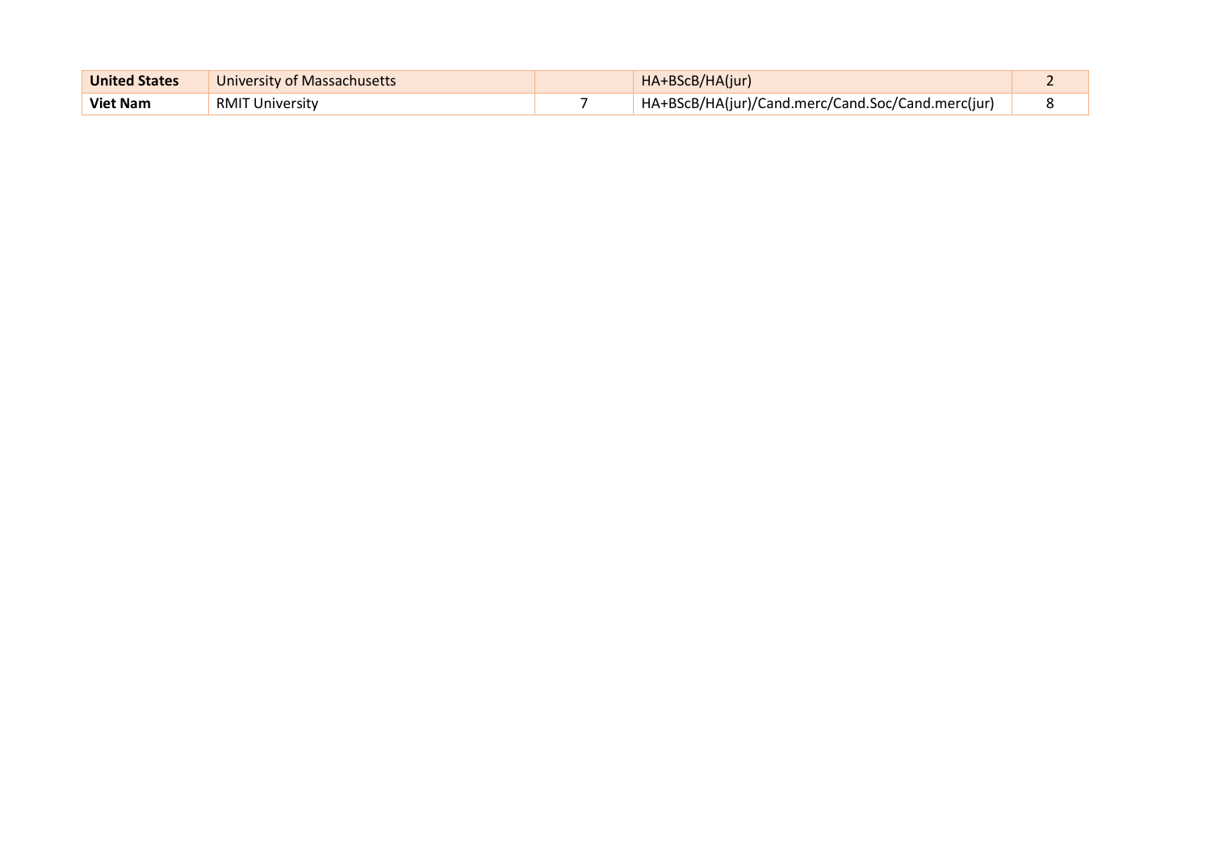| | | | | |
|---|---|---|---|---|
| **United States** | University of Massachusetts | | HA+BScB/HA(jur) | 2 |
| **Viet Nam** | RMIT University | 7 | HA+BScB/HA(jur)/Cand.merc/Cand.Soc/Cand.merc(jur) | 8 |